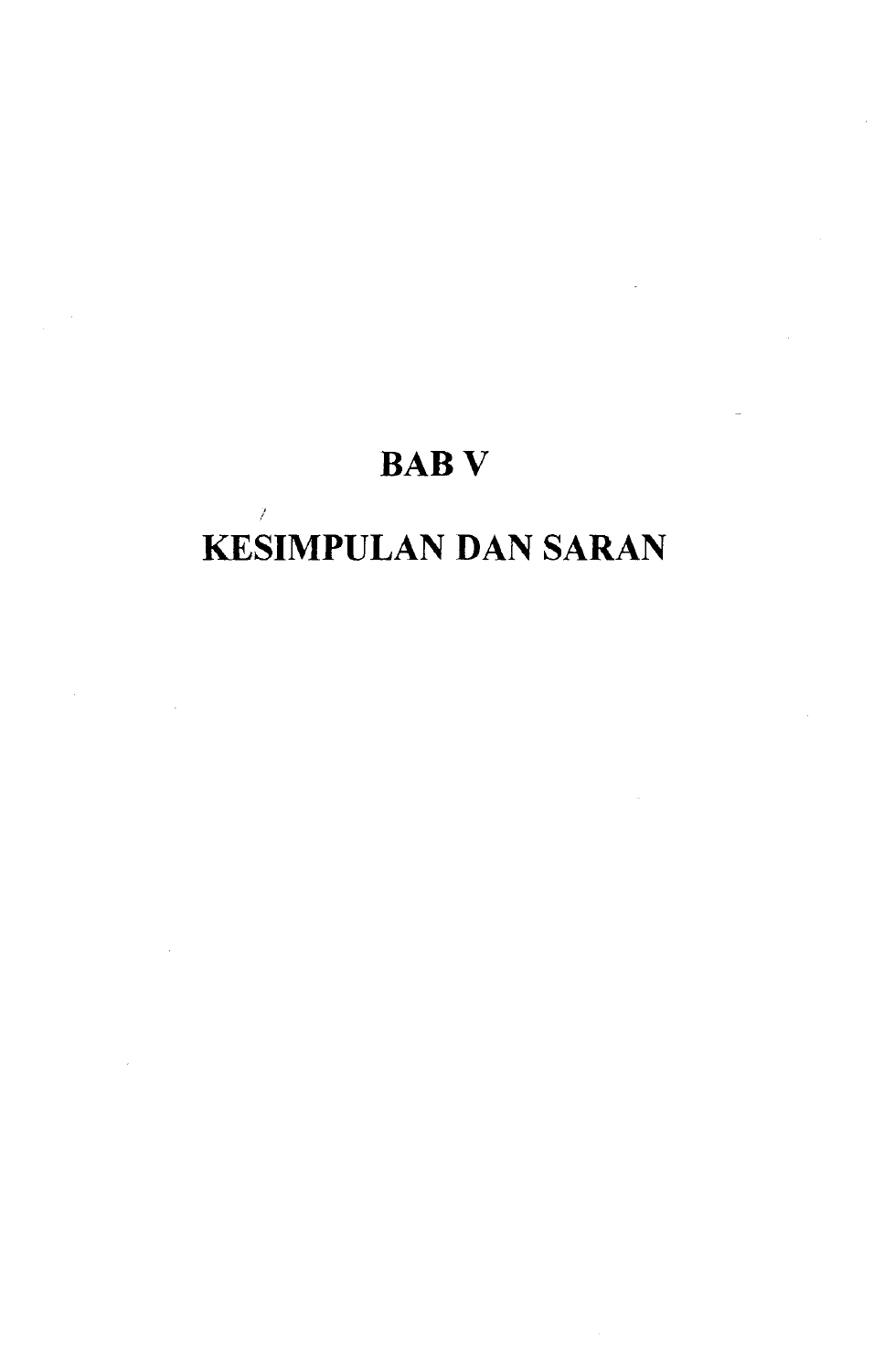# BAB V

# KESIMPULAN DAN SARAN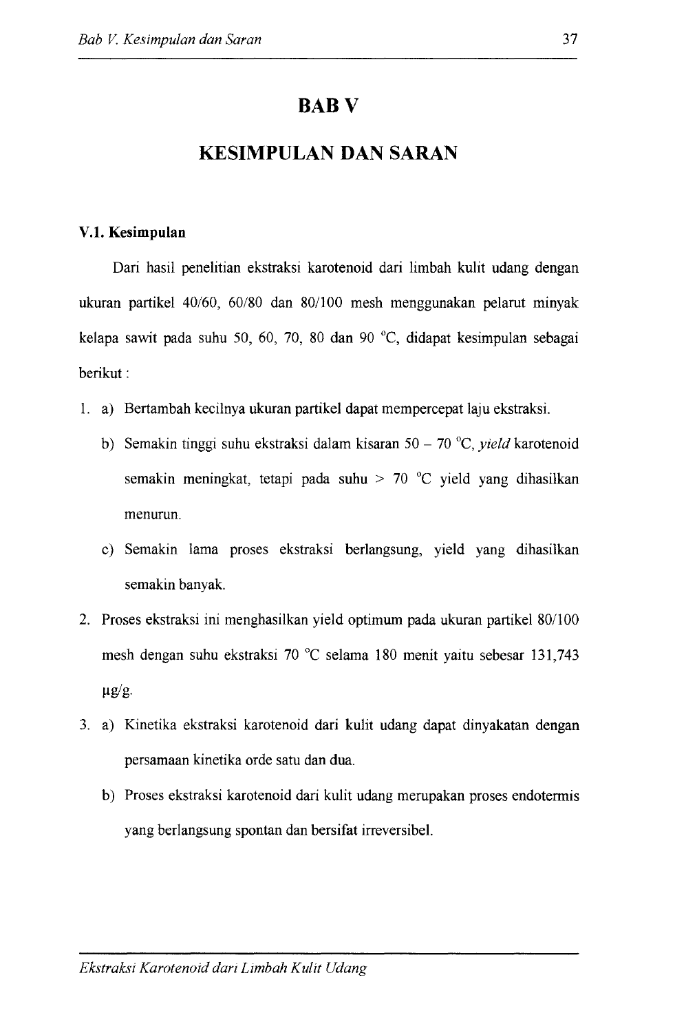# BAB V

# KESIMPULAN DAN SARAN

### V.1. Kesimpulan

Dari hasil penelitian ekstraksi karotenoid dari limbah kulit udang dengan ukuran partikel 40/60, 60/80 dan 80/100 mesh menggunakan pelarut minyak kelapa sawit pada suhu 50, 60, 70, 80 dan 90 °C, didapat kesimpulan sebagai berikut :

1. a) Bertambah kecilnya ukuran partikel dapat mempercepat laju ekstraksi.
   b) Semakin tinggi suhu ekstraksi dalam kisaran 50 – 70 °C, *yield* karotenoid semakin meningkat, tetapi pada suhu > 70 °C yield yang dihasilkan menurun.
   c) Semakin lama proses ekstraksi berlangsung, yield yang dihasilkan semakin banyak.
2. Proses ekstraksi ini menghasilkan yield optimum pada ukuran partikel 80/100 mesh dengan suhu ekstraksi 70 °C selama 180 menit yaitu sebesar 131,743 μg/g.
3. a) Kinetika ekstraksi karotenoid dari kulit udang dapat dinyakatan dengan persamaan kinetika orde satu dan dua.
   b) Proses ekstraksi karotenoid dari kulit udang merupakan proses endotermis yang berlangsung spontan dan bersifat irreversibel.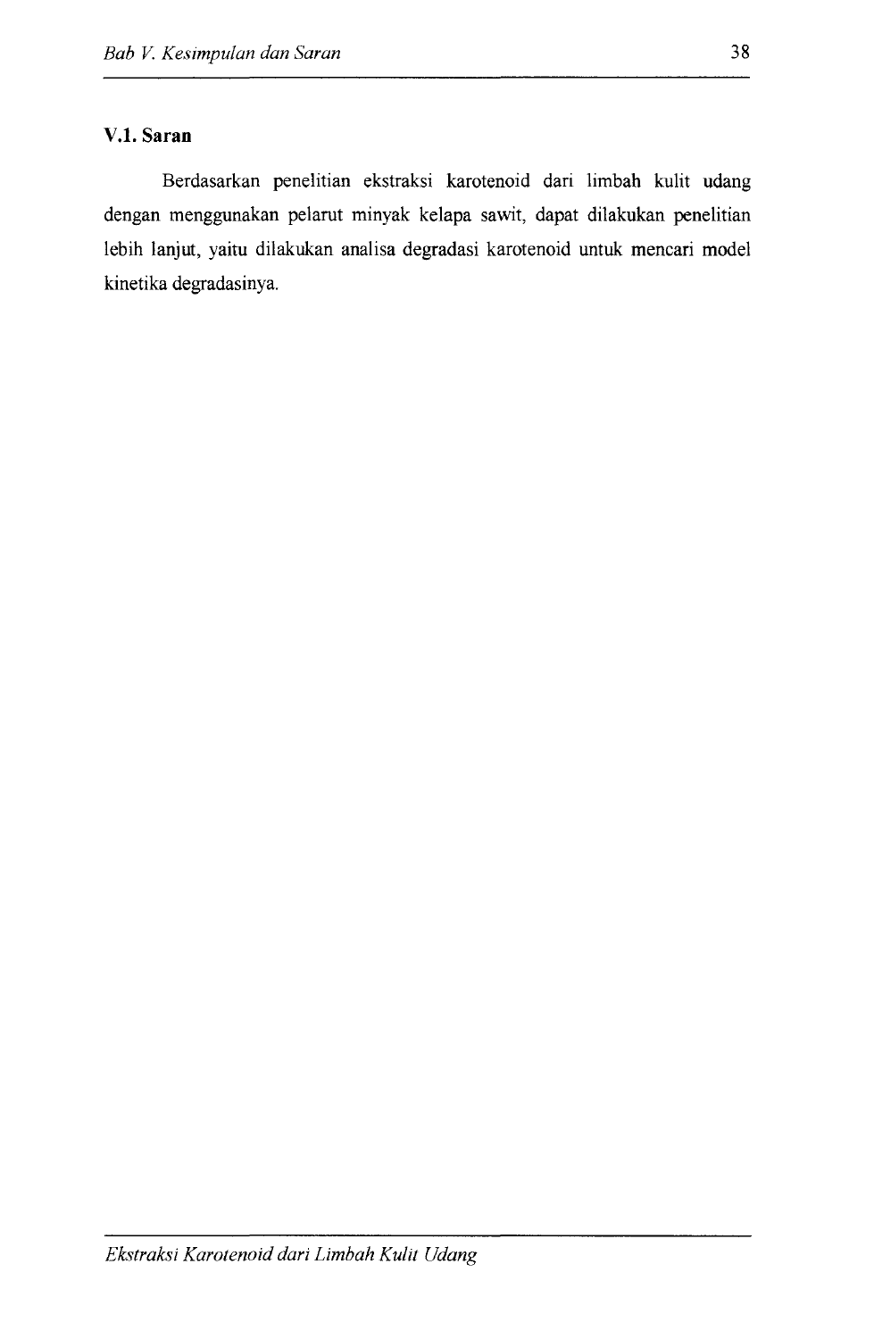### V.1. Saran

Berdasarkan penelitian ekstraksi karotenoid dari limbah kulit udang dengan menggunakan pelarut minyak kelapa sawit, dapat dilakukan penelitian lebih lanjut, yaitu dilakukan analisa degradasi karotenoid untuk mencari model kinetika degradasinya.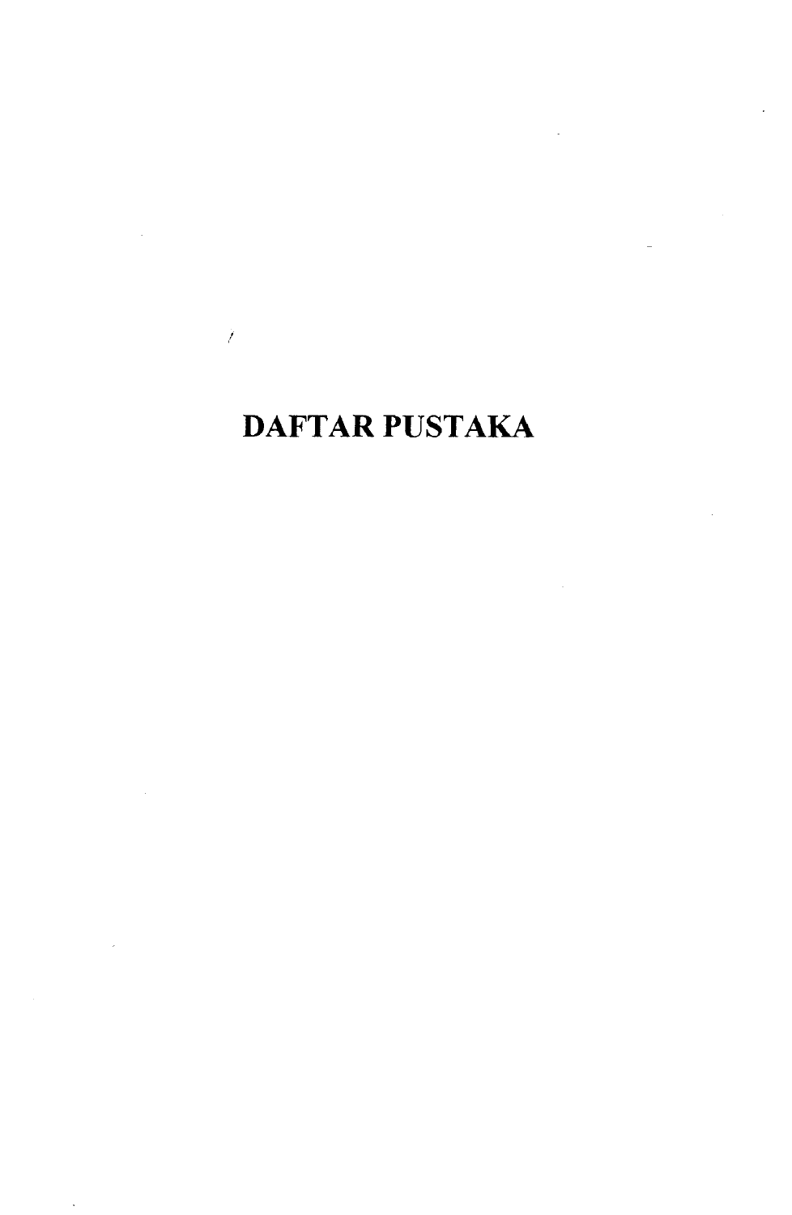# DAFTAR PUSTAKA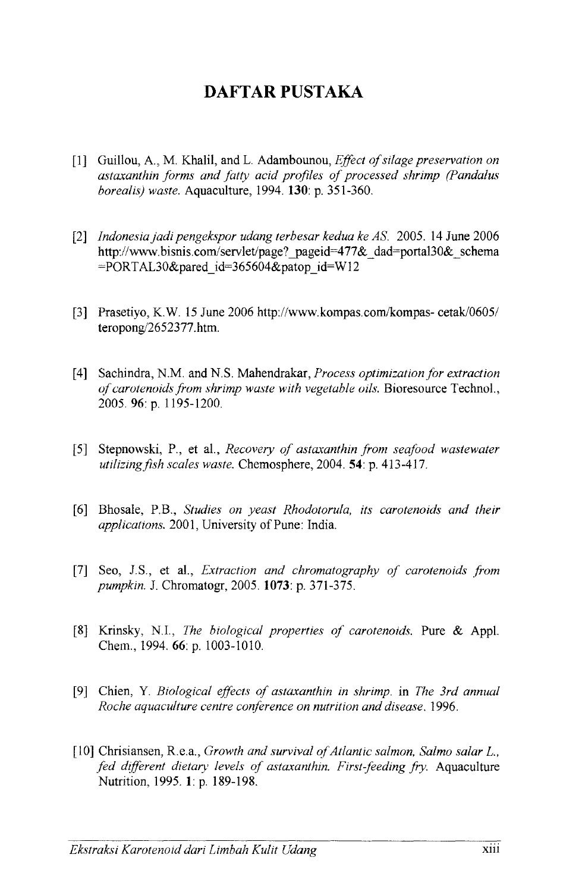# DAFTAR PUSTAKA

[1] Guillou, A., M. Khalil, and L. Adambounou, *Effect of silage preservation on astaxanthin forms and fatty acid profiles of processed shrimp (Pandalus borealis) waste.* Aquaculture, 1994. **130**: p. 351-360.

[2] *Indonesia jadi pengekspor udang terbesar kedua ke AS.* 2005. 14 June 2006 http://www.bisnis.com/servlet/page?_pageid=477&_dad=portal30&_schema=PORTAL30&pared_id=365604&patop_id=W12

[3] Prasetiyo, K.W. 15 June 2006 http://www.kompas.com/kompas- cetak/0605/teropong/2652377.htm.

[4] Sachindra, N.M. and N.S. Mahendrakar, *Process optimization for extraction of carotenoids from shrimp waste with vegetable oils.* Bioresource Technol., 2005. **96**: p. 1195-1200.

[5] Stepnowski, P., et al., *Recovery of astaxanthin from seafood wastewater utilizing fish scales waste.* Chemosphere, 2004. **54**: p. 413-417.

[6] Bhosale, P.B., *Studies on yeast Rhodotorula, its carotenoids and their applications.* 2001, University of Pune: India.

[7] Seo, J.S., et al., *Extraction and chromatography of carotenoids from pumpkin.* J. Chromatogr, 2005. **1073**: p. 371-375.

[8] Krinsky, N.I., *The biological properties of carotenoids.* Pure & Appl. Chem., 1994. **66**: p. 1003-1010.

[9] Chien, Y. *Biological effects of astaxanthin in shrimp.* in *The 3rd annual Roche aquaculture centre conference on nutrition and disease.* 1996.

[10] Chrisiansen, R.e.a., *Growth and survival of Atlantic salmon, Salmo salar L., fed different dietary levels of astaxanthin. First-feeding fry.* Aquaculture Nutrition, 1995. **1**: p. 189-198.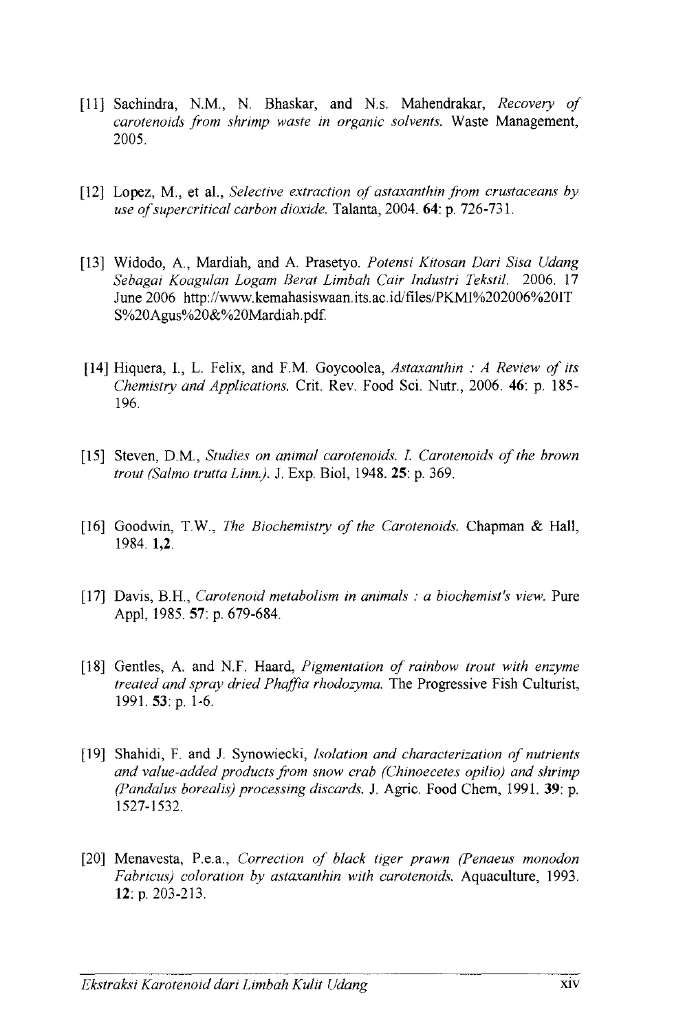[11] Sachindra, N.M., N. Bhaskar, and N.s. Mahendrakar, *Recovery of carotenoids from shrimp waste in organic solvents.* Waste Management, 2005.

[12] Lopez, M., et al., *Selective extraction of astaxanthin from crustaceans by use of supercritical carbon dioxide.* Talanta, 2004. **64**: p. 726-731.

[13] Widodo, A., Mardiah, and A. Prasetyo. *Potensi Kitosan Dari Sisa Udang Sebagai Koagulan Logam Berat Limbah Cair Industri Tekstil.* 2006. 17 June 2006 http://www.kemahasiswaan.its.ac.id/files/PKMI%202006%20IT S%20Agus%20&%20Mardiah.pdf.

[14] Hiquera, I., L. Felix, and F.M. Goycoolea, *Astaxanthin : A Review of its Chemistry and Applications.* Crit. Rev. Food Sci. Nutr., 2006. **46**: p. 185-196.

[15] Steven, D.M., *Studies on animal carotenoids. I. Carotenoids of the brown trout (Salmo trutta Linn.).* J. Exp. Biol, 1948. **25**: p. 369.

[16] Goodwin, T.W., *The Biochemistry of the Carotenoids.* Chapman & Hall, 1984. **1,2**.

[17] Davis, B.H., *Carotenoid metabolism in animals : a biochemist's view.* Pure Appl, 1985. **57**: p. 679-684.

[18] Gentles, A. and N.F. Haard, *Pigmentation of rainbow trout with enzyme treated and spray dried Phaffia rhodozyma.* The Progressive Fish Culturist, 1991. **53**: p. 1-6.

[19] Shahidi, F. and J. Synowiecki, *Isolation and characterization of nutrients and value-added products from snow crab (Chinoecetes opilio) and shrimp (Pandalus borealis) processing discards.* J. Agric. Food Chem, 1991. **39**: p. 1527-1532.

[20] Menavesta, P.e.a., *Correction of black tiger prawn (Penaeus monodon Fabricus) coloration by astaxanthin with carotenoids.* Aquaculture, 1993. **12**: p. 203-213.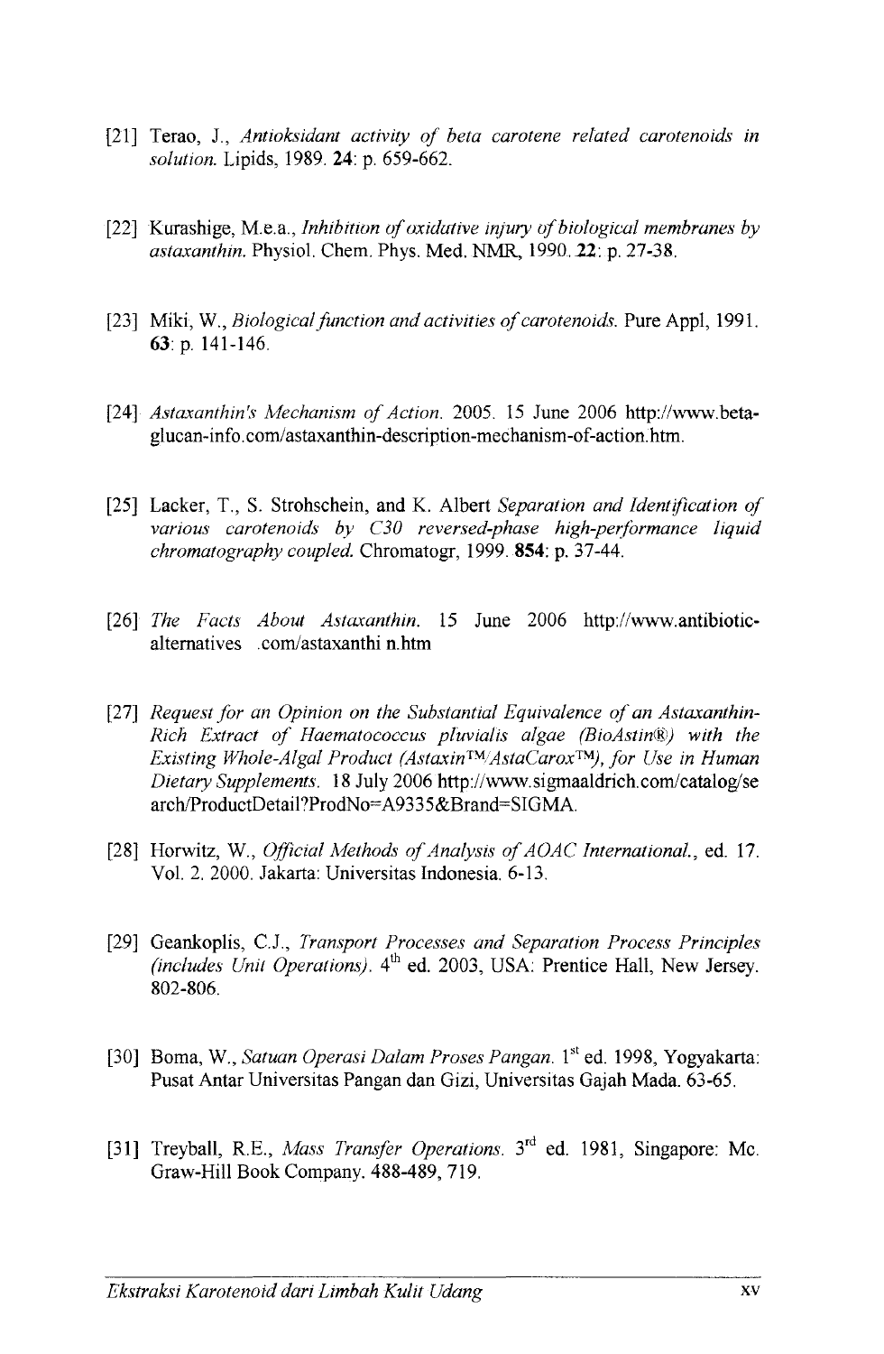[21] Terao, J., *Antioksidant activity of beta carotene related carotenoids in solution.* Lipids, 1989. **24**: p. 659-662.

[22] Kurashige, M.e.a., *Inhibition of oxidative injury of biological membranes by astaxanthin.* Physiol. Chem. Phys. Med. NMR, 1990. **22**: p. 27-38.

[23] Miki, W., *Biological function and activities of carotenoids.* Pure Appl, 1991. **63**: p. 141-146.

[24] *Astaxanthin's Mechanism of Action.* 2005. 15 June 2006 http://www.beta-glucan-info.com/astaxanthin-description-mechanism-of-action.htm.

[25] Lacker, T., S. Strohschein, and K. Albert *Separation and Identification of various carotenoids by C30 reversed-phase high-performance liquid chromatography coupled.* Chromatogr, 1999. **854**: p. 37-44.

[26] *The Facts About Astaxanthin.* 15 June 2006 http://www.antibiotic-alternatives .com/astaxanthi n.htm

[27] *Request for an Opinion on the Substantial Equivalence of an Astaxanthin-Rich Extract of Haematococcus pluvialis algae (BioAstin®) with the Existing Whole-Algal Product (Astaxin™/AstaCarox™), for Use in Human Dietary Supplements.* 18 July 2006 http://www.sigmaaldrich.com/catalog/search/ProductDetail?ProdNo=A9335&Brand=SIGMA.

[28] Horwitz, W., *Official Methods of Analysis of AOAC International.*, ed. 17. Vol. 2. 2000. Jakarta: Universitas Indonesia. 6-13.

[29] Geankoplis, C.J., *Transport Processes and Separation Process Principles (includes Unit Operations).* 4th ed. 2003, USA: Prentice Hall, New Jersey. 802-806.

[30] Boma, W., *Satuan Operasi Dalam Proses Pangan.* 1st ed. 1998, Yogyakarta: Pusat Antar Universitas Pangan dan Gizi, Universitas Gajah Mada. 63-65.

[31] Treyball, R.E., *Mass Transfer Operations.* 3rd ed. 1981, Singapore: Mc. Graw-Hill Book Company. 488-489, 719.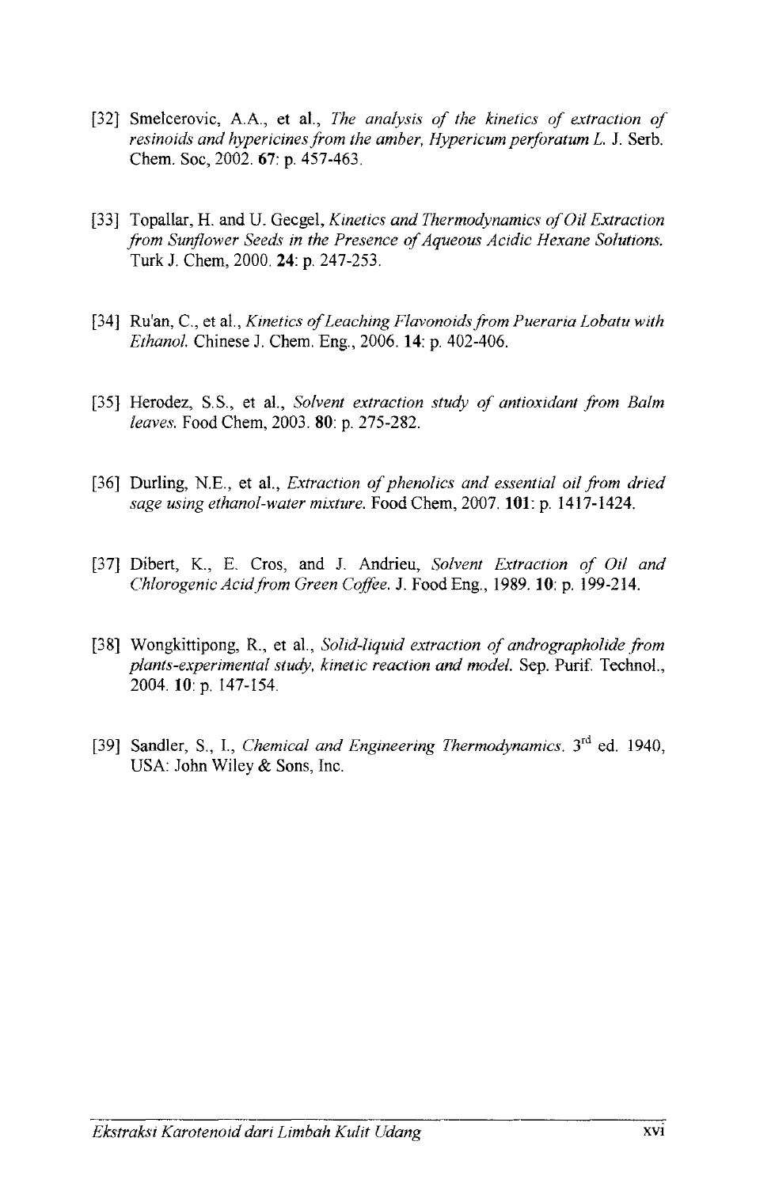[32] Smelcerovic, A.A., et al., *The analysis of the kinetics of extraction of resinoids and hypericines from the amber, Hypericum perforatum L.* J. Serb. Chem. Soc, 2002. **67**: p. 457-463.

[33] Topallar, H. and U. Gecgel, *Kinetics and Thermodynamics of Oil Extraction from Sunflower Seeds in the Presence of Aqueous Acidic Hexane Solutions.* Turk J. Chem, 2000. **24**: p. 247-253.

[34] Ru'an, C., et al., *Kinetics of Leaching Flavonoids from Pueraria Lobatu with Ethanol.* Chinese J. Chem. Eng., 2006. **14**: p. 402-406.

[35] Herodez, S.S., et al., *Solvent extraction study of antioxidant from Balm leaves.* Food Chem, 2003. **80**: p. 275-282.

[36] Durling, N.E., et al., *Extraction of phenolics and essential oil from dried sage using ethanol-water mixture.* Food Chem, 2007. **101**: p. 1417-1424.

[37] Dibert, K., E. Cros, and J. Andrieu, *Solvent Extraction of Oil and Chlorogenic Acid from Green Coffee.* J. Food Eng., 1989. **10**: p. 199-214.

[38] Wongkittipong, R., et al., *Solid-liquid extraction of andrographolide from plants-experimental study, kinetic reaction and model.* Sep. Purif. Technol., 2004. **10**: p. 147-154.

[39] Sandler, S., I., *Chemical and Engineering Thermodynamics.* 3rd ed. 1940, USA: John Wiley & Sons, Inc.